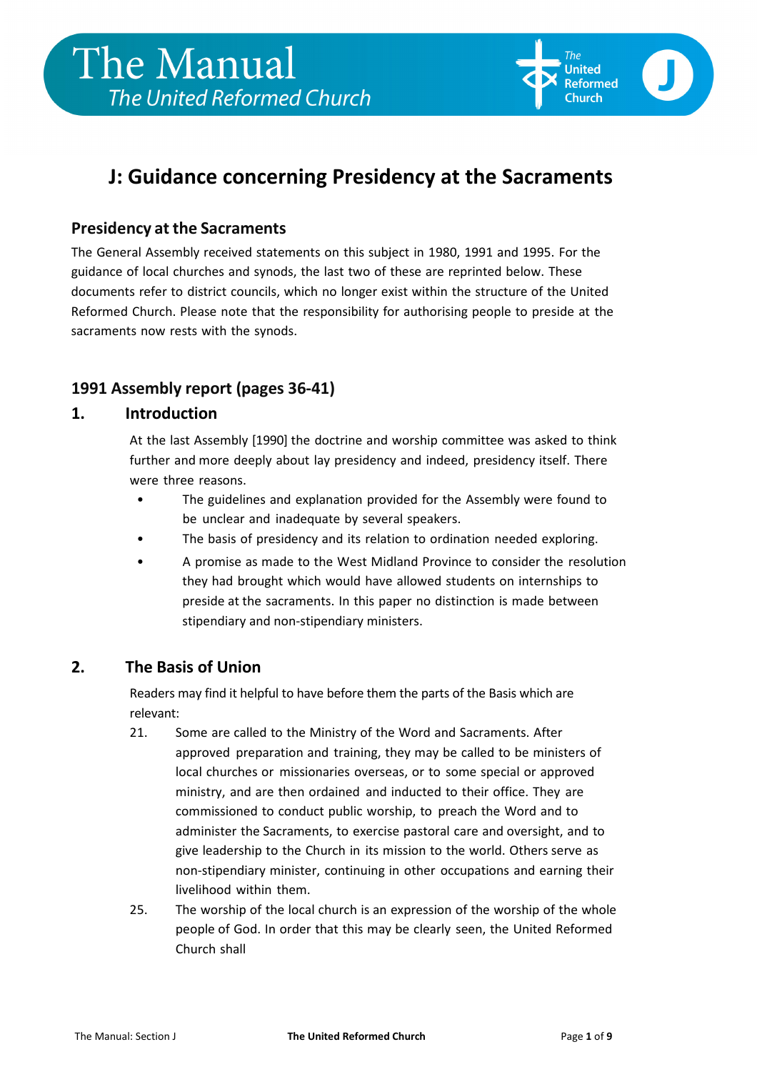# J: Guidance concerning Presidency at the Sacraments

## Presidency at the Sacraments

The General Assembly received statements on this subject in 1980, 1991 and 1995. For the guidance of local churches and synods, the last two of these are reprinted below. These documents refer to district councils, which no longer exist within the structure of the United Reformed Church. Please note that the responsibility for authorising people to preside at the sacraments now rests with the synods.

## 1991 Assembly report (pages 36-41)

### 1. Introduction

At the last Assembly [1990] the doctrine and worship committee was asked to think further and more deeply about lay presidency and indeed, presidency itself. There were three reasons.

- The guidelines and explanation provided for the Assembly were found to be unclear and inadequate by several speakers.
- The basis of presidency and its relation to ordination needed exploring.
- A promise as made to the West Midland Province to consider the resolution they had brought which would have allowed students on internships to preside at the sacraments. In this paper no distinction is made between stipendiary and non-stipendiary ministers.

### 2. The Basis of Union

Readers may find it helpful to have before them the parts of the Basis which are relevant:

21. Some are called to the Ministry of the Word and Sacraments. After approved preparation and training, they may be called to be ministers of local churches or missionaries overseas, or to some special or approved ministry, and are then ordained and inducted to their office. They are commissioned to conduct public worship, to preach the Word and to administer the Sacraments, to exercise pastoral care and oversight, and to give leadership to the Church in its mission to the world. Others serve as non-stipendiary minister, continuing in other occupations and earning their livelihood within them.

25. The worship of the local church is an expression of the worship of the whole people of God. In order that this may be clearly seen, the United Reformed Church shall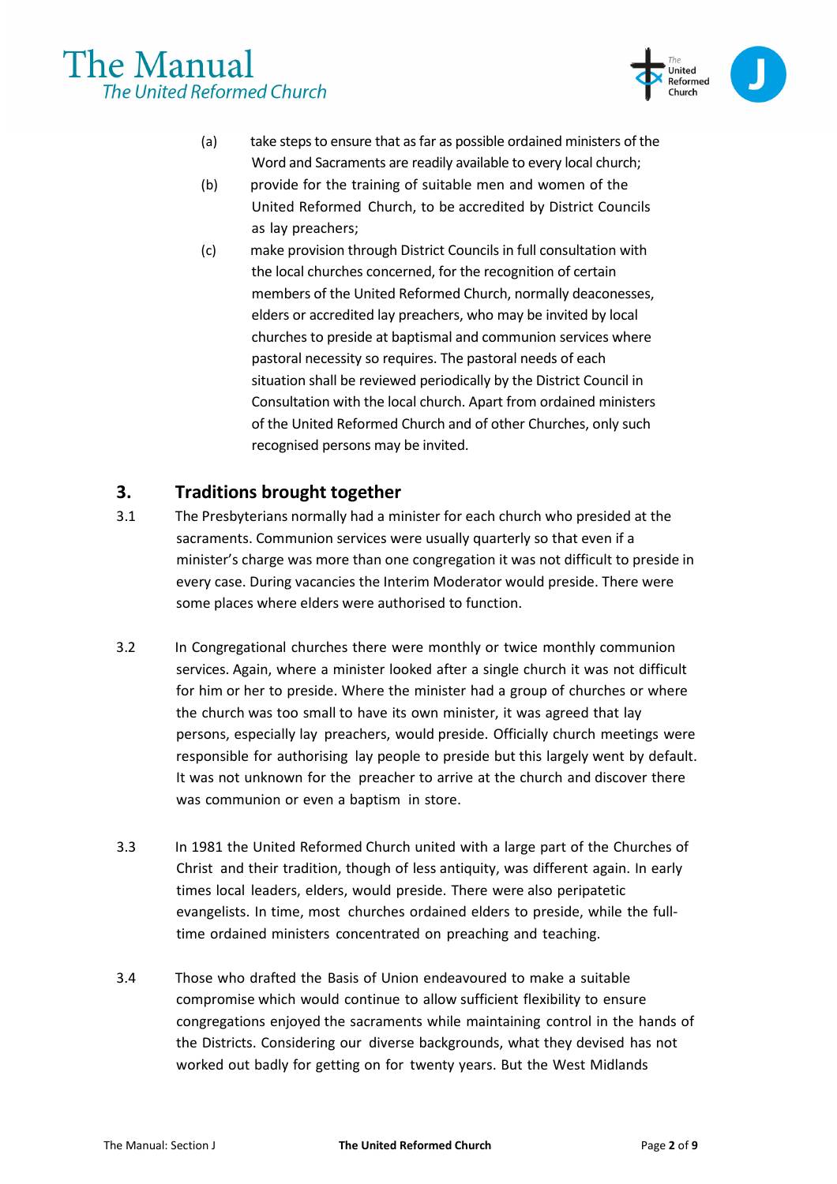(a) take steps to ensure that as far as possible ordained ministers of the Word and Sacraments are readily available to every local church;

(b) provide for the training of suitable men and women of the United Reformed Church, to be accredited by District Councils as lay preachers;

(c) make provision through District Councils in full consultation with the local churches concerned, for the recognition of certain members of the United Reformed Church, normally deaconesses, elders or accredited lay preachers, who may be invited by local churches to preside at baptismal and communion services where pastoral necessity so requires. The pastoral needs of each situation shall be reviewed periodically by the District Council in Consultation with the local church. Apart from ordained ministers of the United Reformed Church and of other Churches, only such recognised persons may be invited.

## 3. Traditions brought together

3.1 The Presbyterians normally had a minister for each church who presided at the sacraments. Communion services were usually quarterly so that even if a minister's charge was more than one congregation it was not difficult to preside in every case. During vacancies the Interim Moderator would preside. There were some places where elders were authorised to function.

3.2 In Congregational churches there were monthly or twice monthly communion services. Again, where a minister looked after a single church it was not difficult for him or her to preside. Where the minister had a group of churches or where the church was too small to have its own minister, it was agreed that lay persons, especially lay preachers, would preside. Officially church meetings were responsible for authorising lay people to preside but this largely went by default. It was not unknown for the preacher to arrive at the church and discover there was communion or even a baptism in store.

3.3 In 1981 the United Reformed Church united with a large part of the Churches of Christ and their tradition, though of less antiquity, was different again. In early times local leaders, elders, would preside. There were also peripatetic evangelists. In time, most churches ordained elders to preside, while the full-time ordained ministers concentrated on preaching and teaching.

3.4 Those who drafted the Basis of Union endeavoured to make a suitable compromise which would continue to allow sufficient flexibility to ensure congregations enjoyed the sacraments while maintaining control in the hands of the Districts. Considering our diverse backgrounds, what they devised has not worked out badly for getting on for twenty years. But the West Midlands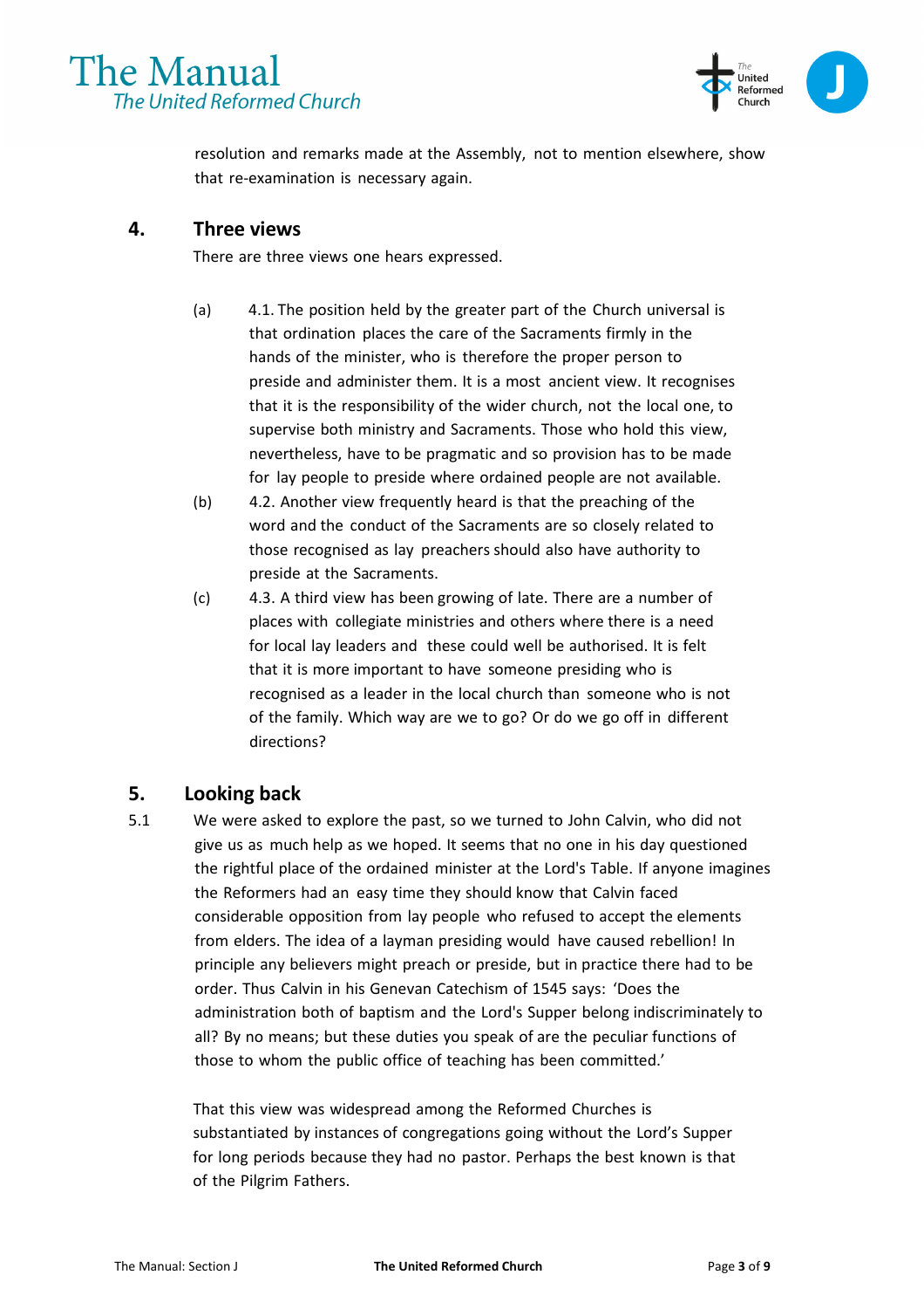resolution and remarks made at the Assembly, not to mention elsewhere, show that re-examination is necessary again.

## 4. Three views

There are three views one hears expressed.

(a) 4.1. The position held by the greater part of the Church universal is that ordination places the care of the Sacraments firmly in the hands of the minister, who is therefore the proper person to preside and administer them. It is a most ancient view. It recognises that it is the responsibility of the wider church, not the local one, to supervise both ministry and Sacraments. Those who hold this view, nevertheless, have to be pragmatic and so provision has to be made for lay people to preside where ordained people are not available.

(b) 4.2. Another view frequently heard is that the preaching of the word and the conduct of the Sacraments are so closely related to those recognised as lay preachers should also have authority to preside at the Sacraments.

(c) 4.3. A third view has been growing of late. There are a number of places with collegiate ministries and others where there is a need for local lay leaders and these could well be authorised. It is felt that it is more important to have someone presiding who is recognised as a leader in the local church than someone who is not of the family. Which way are we to go? Or do we go off in different directions?

## 5. Looking back

5.1 We were asked to explore the past, so we turned to John Calvin, who did not give us as much help as we hoped. It seems that no one in his day questioned the rightful place of the ordained minister at the Lord's Table. If anyone imagines the Reformers had an easy time they should know that Calvin faced considerable opposition from lay people who refused to accept the elements from elders. The idea of a layman presiding would have caused rebellion! In principle any believers might preach or preside, but in practice there had to be order. Thus Calvin in his Genevan Catechism of 1545 says: 'Does the administration both of baptism and the Lord's Supper belong indiscriminately to all? By no means; but these duties you speak of are the peculiar functions of those to whom the public office of teaching has been committed.'

That this view was widespread among the Reformed Churches is substantiated by instances of congregations going without the Lord's Supper for long periods because they had no pastor. Perhaps the best known is that of the Pilgrim Fathers.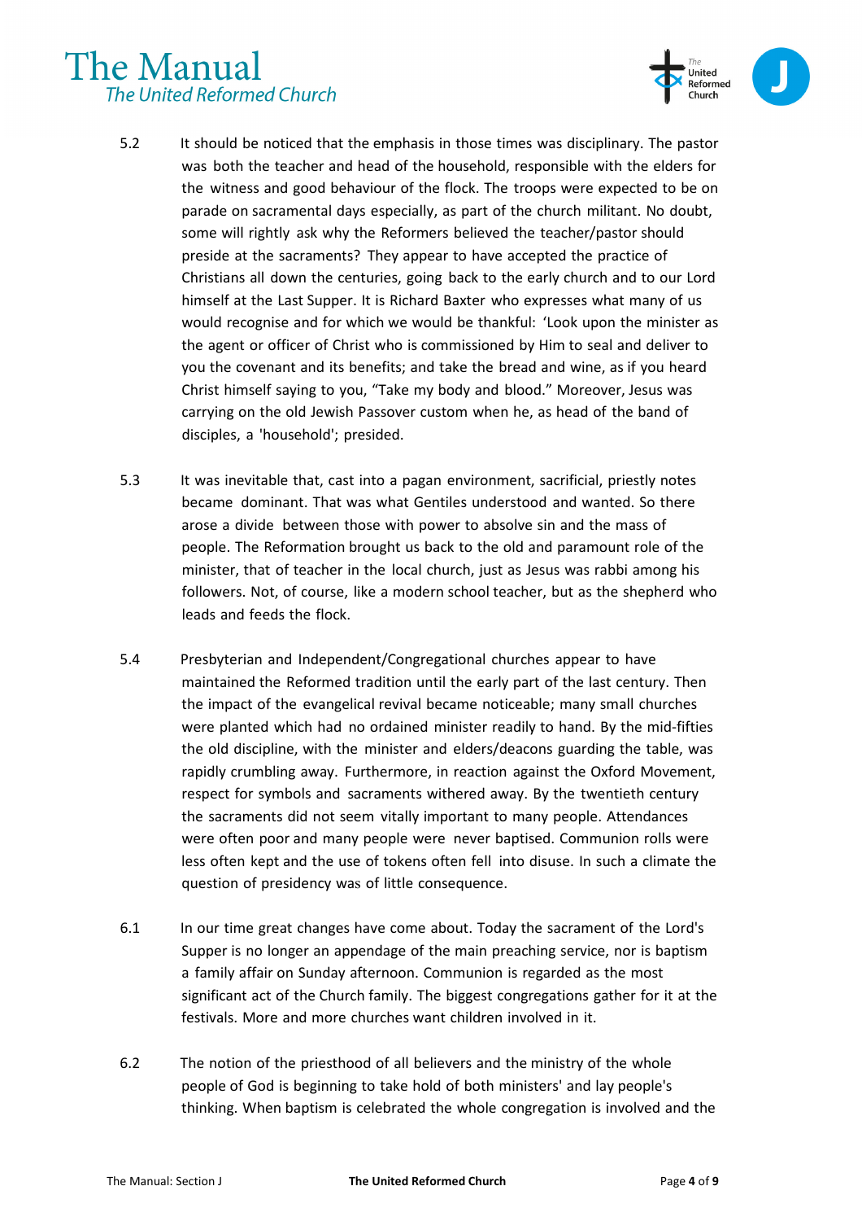5.2 It should be noticed that the emphasis in those times was disciplinary. The pastor was both the teacher and head of the household, responsible with the elders for the witness and good behaviour of the flock. The troops were expected to be on parade on sacramental days especially, as part of the church militant. No doubt, some will rightly ask why the Reformers believed the teacher/pastor should preside at the sacraments? They appear to have accepted the practice of Christians all down the centuries, going back to the early church and to our Lord himself at the Last Supper. It is Richard Baxter who expresses what many of us would recognise and for which we would be thankful: 'Look upon the minister as the agent or officer of Christ who is commissioned by Him to seal and deliver to you the covenant and its benefits; and take the bread and wine, as if you heard Christ himself saying to you, "Take my body and blood." Moreover, Jesus was carrying on the old Jewish Passover custom when he, as head of the band of disciples, a 'household'; presided.

5.3 It was inevitable that, cast into a pagan environment, sacrificial, priestly notes became dominant. That was what Gentiles understood and wanted. So there arose a divide between those with power to absolve sin and the mass of people. The Reformation brought us back to the old and paramount role of the minister, that of teacher in the local church, just as Jesus was rabbi among his followers. Not, of course, like a modern school teacher, but as the shepherd who leads and feeds the flock.

5.4 Presbyterian and Independent/Congregational churches appear to have maintained the Reformed tradition until the early part of the last century. Then the impact of the evangelical revival became noticeable; many small churches were planted which had no ordained minister readily to hand. By the mid-fifties the old discipline, with the minister and elders/deacons guarding the table, was rapidly crumbling away. Furthermore, in reaction against the Oxford Movement, respect for symbols and sacraments withered away. By the twentieth century the sacraments did not seem vitally important to many people. Attendances were often poor and many people were never baptised. Communion rolls were less often kept and the use of tokens often fell into disuse. In such a climate the question of presidency was of little consequence.

6.1 In our time great changes have come about. Today the sacrament of the Lord's Supper is no longer an appendage of the main preaching service, nor is baptism a family affair on Sunday afternoon. Communion is regarded as the most significant act of the Church family. The biggest congregations gather for it at the festivals. More and more churches want children involved in it.

6.2 The notion of the priesthood of all believers and the ministry of the whole people of God is beginning to take hold of both ministers' and lay people's thinking. When baptism is celebrated the whole congregation is involved and the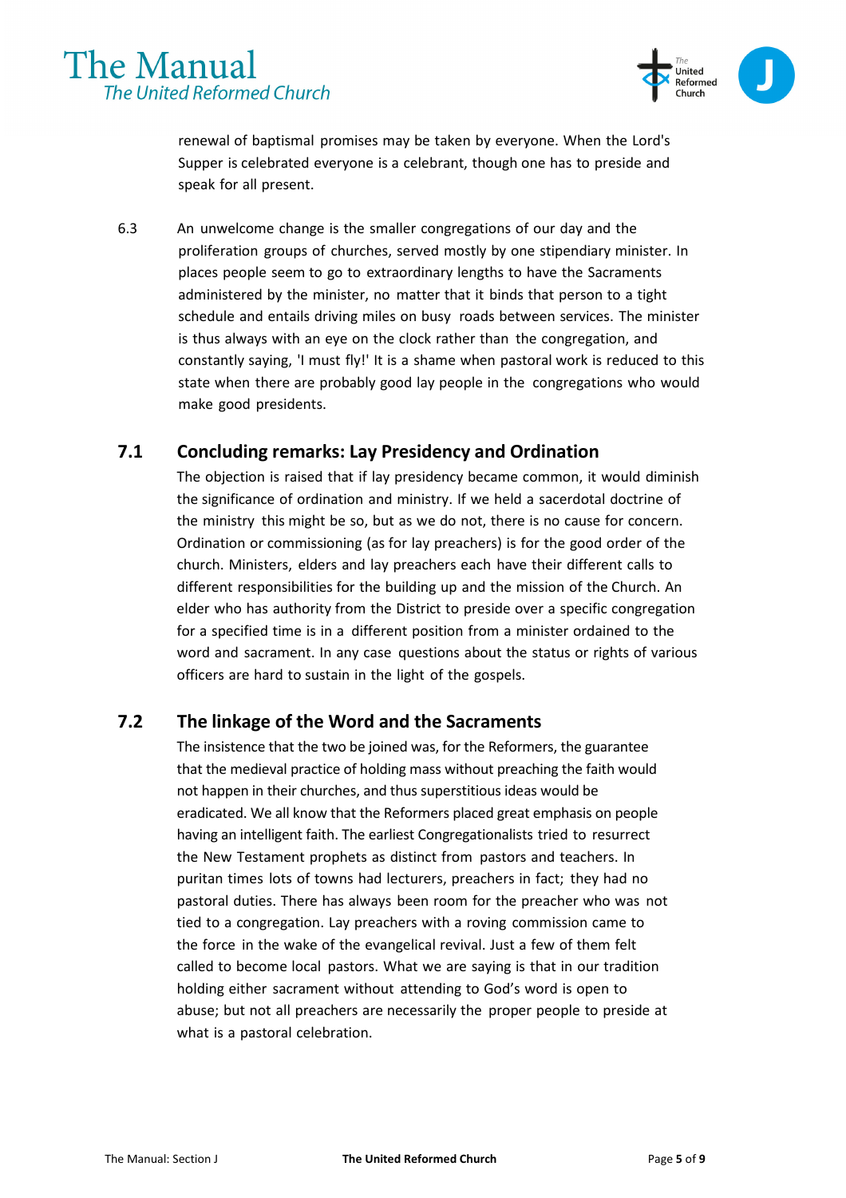renewal of baptismal promises may be taken by everyone. When the Lord's Supper is celebrated everyone is a celebrant, though one has to preside and speak for all present.

6.3 An unwelcome change is the smaller congregations of our day and the proliferation groups of churches, served mostly by one stipendiary minister. In places people seem to go to extraordinary lengths to have the Sacraments administered by the minister, no matter that it binds that person to a tight schedule and entails driving miles on busy roads between services. The minister is thus always with an eye on the clock rather than the congregation, and constantly saying, 'I must fly!' It is a shame when pastoral work is reduced to this state when there are probably good lay people in the congregations who would make good presidents.

## 7.1 Concluding remarks: Lay Presidency and Ordination

The objection is raised that if lay presidency became common, it would diminish the significance of ordination and ministry. If we held a sacerdotal doctrine of the ministry this might be so, but as we do not, there is no cause for concern. Ordination or commissioning (as for lay preachers) is for the good order of the church. Ministers, elders and lay preachers each have their different calls to different responsibilities for the building up and the mission of the Church. An elder who has authority from the District to preside over a specific congregation for a specified time is in a different position from a minister ordained to the word and sacrament. In any case questions about the status or rights of various officers are hard to sustain in the light of the gospels.

## 7.2 The linkage of the Word and the Sacraments

The insistence that the two be joined was, for the Reformers, the guarantee that the medieval practice of holding mass without preaching the faith would not happen in their churches, and thus superstitious ideas would be eradicated. We all know that the Reformers placed great emphasis on people having an intelligent faith. The earliest Congregationalists tried to resurrect the New Testament prophets as distinct from pastors and teachers. In puritan times lots of towns had lecturers, preachers in fact; they had no pastoral duties. There has always been room for the preacher who was not tied to a congregation. Lay preachers with a roving commission came to the force in the wake of the evangelical revival. Just a few of them felt called to become local pastors. What we are saying is that in our tradition holding either sacrament without attending to God's word is open to abuse; but not all preachers are necessarily the proper people to preside at what is a pastoral celebration.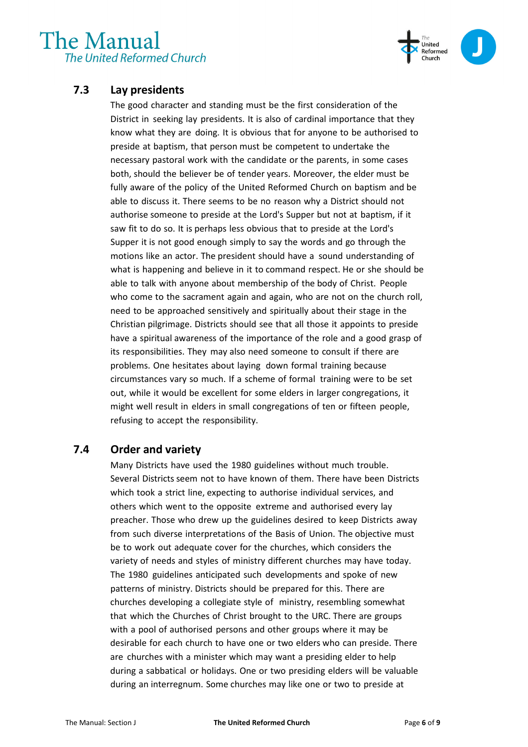## 7.3 Lay presidents

The good character and standing must be the first consideration of the District in seeking lay presidents. It is also of cardinal importance that they know what they are doing. It is obvious that for anyone to be authorised to preside at baptism, that person must be competent to undertake the necessary pastoral work with the candidate or the parents, in some cases both, should the believer be of tender years. Moreover, the elder must be fully aware of the policy of the United Reformed Church on baptism and be able to discuss it. There seems to be no reason why a District should not authorise someone to preside at the Lord's Supper but not at baptism, if it saw fit to do so. It is perhaps less obvious that to preside at the Lord's Supper it is not good enough simply to say the words and go through the motions like an actor. The president should have a sound understanding of what is happening and believe in it to command respect. He or she should be able to talk with anyone about membership of the body of Christ. People who come to the sacrament again and again, who are not on the church roll, need to be approached sensitively and spiritually about their stage in the Christian pilgrimage. Districts should see that all those it appoints to preside have a spiritual awareness of the importance of the role and a good grasp of its responsibilities. They may also need someone to consult if there are problems. One hesitates about laying down formal training because circumstances vary so much. If a scheme of formal training were to be set out, while it would be excellent for some elders in larger congregations, it might well result in elders in small congregations of ten or fifteen people, refusing to accept the responsibility.

## 7.4 Order and variety

Many Districts have used the 1980 guidelines without much trouble. Several Districts seem not to have known of them. There have been Districts which took a strict line, expecting to authorise individual services, and others which went to the opposite extreme and authorised every lay preacher. Those who drew up the guidelines desired to keep Districts away from such diverse interpretations of the Basis of Union. The objective must be to work out adequate cover for the churches, which considers the variety of needs and styles of ministry different churches may have today. The 1980 guidelines anticipated such developments and spoke of new patterns of ministry. Districts should be prepared for this. There are churches developing a collegiate style of ministry, resembling somewhat that which the Churches of Christ brought to the URC. There are groups with a pool of authorised persons and other groups where it may be desirable for each church to have one or two elders who can preside. There are churches with a minister which may want a presiding elder to help during a sabbatical or holidays. One or two presiding elders will be valuable during an interregnum. Some churches may like one or two to preside at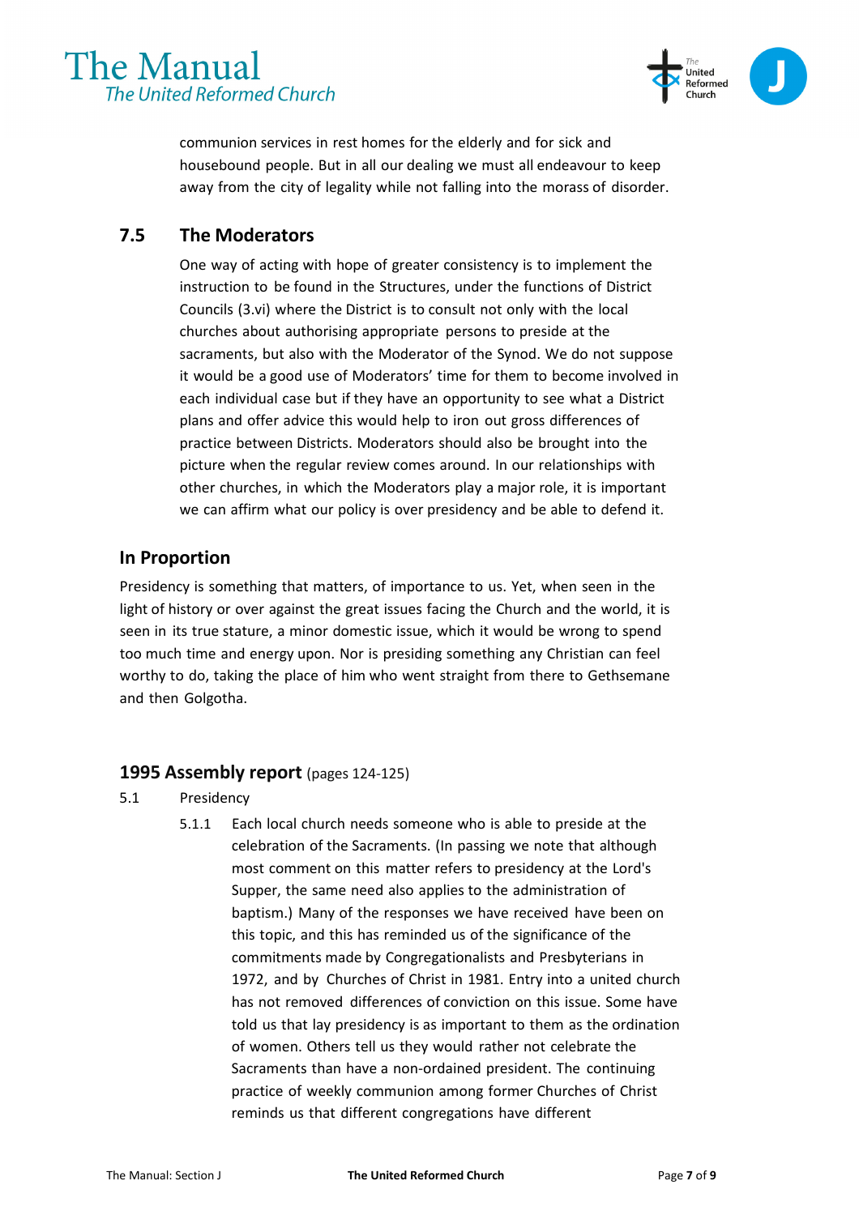communion services in rest homes for the elderly and for sick and housebound people. But in all our dealing we must all endeavour to keep away from the city of legality while not falling into the morass of disorder.

### 7.5 The Moderators

One way of acting with hope of greater consistency is to implement the instruction to be found in the Structures, under the functions of District Councils (3.vi) where the District is to consult not only with the local churches about authorising appropriate persons to preside at the sacraments, but also with the Moderator of the Synod. We do not suppose it would be a good use of Moderators' time for them to become involved in each individual case but if they have an opportunity to see what a District plans and offer advice this would help to iron out gross differences of practice between Districts. Moderators should also be brought into the picture when the regular review comes around. In our relationships with other churches, in which the Moderators play a major role, it is important we can affirm what our policy is over presidency and be able to defend it.

### In Proportion

Presidency is something that matters, of importance to us. Yet, when seen in the light of history or over against the great issues facing the Church and the world, it is seen in its true stature, a minor domestic issue, which it would be wrong to spend too much time and energy upon. Nor is presiding something any Christian can feel worthy to do, taking the place of him who went straight from there to Gethsemane and then Golgotha.

### 1995 Assembly report (pages 124-125)

5.1 Presidency

5.1.1 Each local church needs someone who is able to preside at the celebration of the Sacraments. (In passing we note that although most comment on this matter refers to presidency at the Lord's Supper, the same need also applies to the administration of baptism.) Many of the responses we have received have been on this topic, and this has reminded us of the significance of the commitments made by Congregationalists and Presbyterians in 1972, and by Churches of Christ in 1981. Entry into a united church has not removed differences of conviction on this issue. Some have told us that lay presidency is as important to them as the ordination of women. Others tell us they would rather not celebrate the Sacraments than have a non-ordained president. The continuing practice of weekly communion among former Churches of Christ reminds us that different congregations have different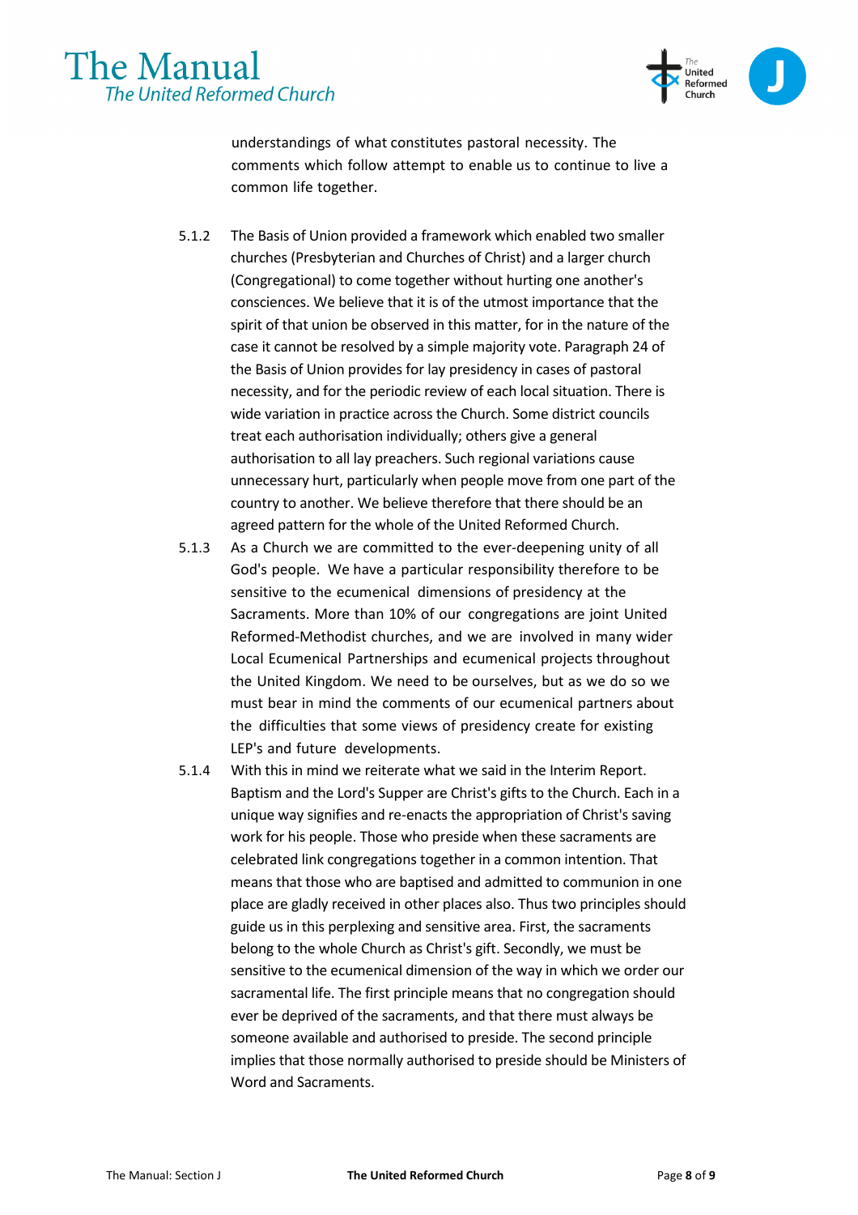understandings of what constitutes pastoral necessity. The comments which follow attempt to enable us to continue to live a common life together.

5.1.2 The Basis of Union provided a framework which enabled two smaller churches (Presbyterian and Churches of Christ) and a larger church (Congregational) to come together without hurting one another's consciences. We believe that it is of the utmost importance that the spirit of that union be observed in this matter, for in the nature of the case it cannot be resolved by a simple majority vote. Paragraph 24 of the Basis of Union provides for lay presidency in cases of pastoral necessity, and for the periodic review of each local situation. There is wide variation in practice across the Church. Some district councils treat each authorisation individually; others give a general authorisation to all lay preachers. Such regional variations cause unnecessary hurt, particularly when people move from one part of the country to another. We believe therefore that there should be an agreed pattern for the whole of the United Reformed Church.

5.1.3 As a Church we are committed to the ever-deepening unity of all God's people. We have a particular responsibility therefore to be sensitive to the ecumenical dimensions of presidency at the Sacraments. More than 10% of our congregations are joint United Reformed-Methodist churches, and we are involved in many wider Local Ecumenical Partnerships and ecumenical projects throughout the United Kingdom. We need to be ourselves, but as we do so we must bear in mind the comments of our ecumenical partners about the difficulties that some views of presidency create for existing LEP's and future developments.

5.1.4 With this in mind we reiterate what we said in the Interim Report. Baptism and the Lord's Supper are Christ's gifts to the Church. Each in a unique way signifies and re-enacts the appropriation of Christ's saving work for his people. Those who preside when these sacraments are celebrated link congregations together in a common intention. That means that those who are baptised and admitted to communion in one place are gladly received in other places also. Thus two principles should guide us in this perplexing and sensitive area. First, the sacraments belong to the whole Church as Christ's gift. Secondly, we must be sensitive to the ecumenical dimension of the way in which we order our sacramental life. The first principle means that no congregation should ever be deprived of the sacraments, and that there must always be someone available and authorised to preside. The second principle implies that those normally authorised to preside should be Ministers of Word and Sacraments.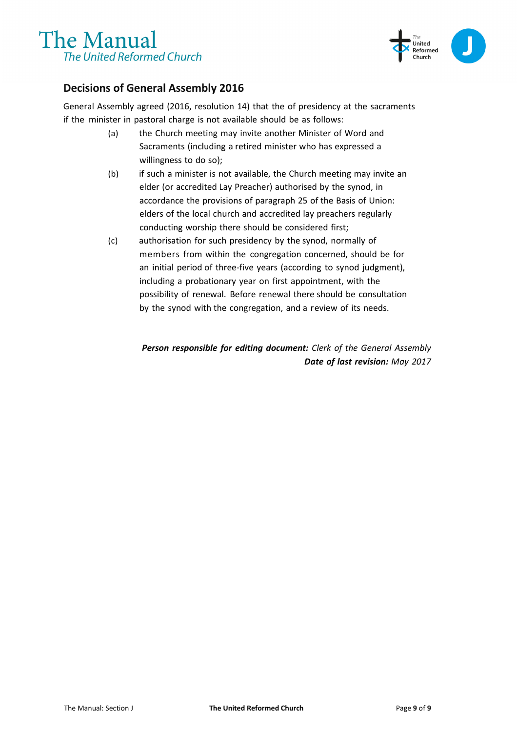## Decisions of General Assembly 2016

General Assembly agreed (2016, resolution 14) that the of presidency at the sacraments if the minister in pastoral charge is not available should be as follows:

(a) the Church meeting may invite another Minister of Word and Sacraments (including a retired minister who has expressed a willingness to do so);

(b) if such a minister is not available, the Church meeting may invite an elder (or accredited Lay Preacher) authorised by the synod, in accordance the provisions of paragraph 25 of the Basis of Union: elders of the local church and accredited lay preachers regularly conducting worship there should be considered first;

(c) authorisation for such presidency by the synod, normally of members from within the congregation concerned, should be for an initial period of three-five years (according to synod judgment), including a probationary year on first appointment, with the possibility of renewal. Before renewal there should be consultation by the synod with the congregation, and a review of its needs.

***Person responsible for editing document:*** *Clerk of the General Assembly*
***Date of last revision:*** *May 2017*